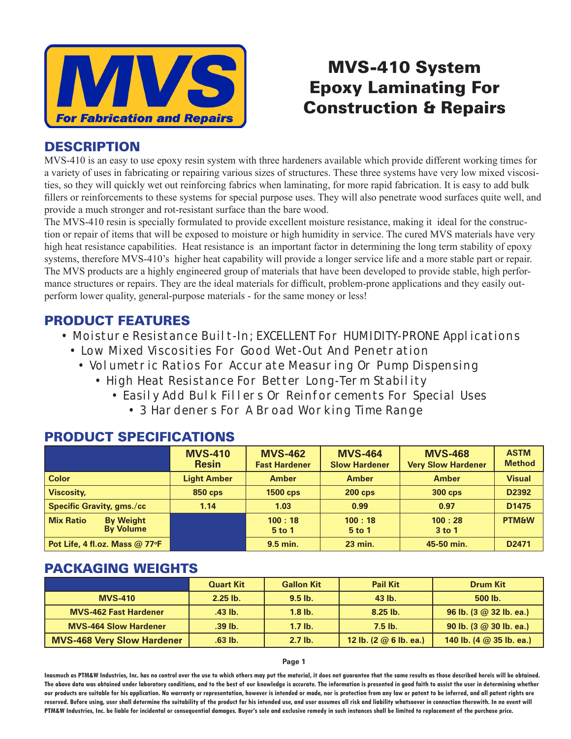MVS

For Fabrication and Repairs

# MVS-410 System Epoxy Laminating For Construction & Repairs

## DESCRIPTION

MVS-410 is an easy to use epoxy resin system with three hardeners available which provide different working times for a variety of uses in fabricating or repairing various sizes of structures. These three systems have very low mixed viscosities, so they will quickly wet out reinforcing fabrics when laminating, for more rapid fabrication. It is easy to add bulk fillers or reinforcements to these systems for special purpose uses. They will also penetrate wood surfaces quite well, and provide a much stronger and rot-resistant surface than the bare wood.

The MVS-410 resin is specially formulated to provide excellent moisture resistance, making it ideal for the construction or repair of items that will be exposed to moisture or high humidity in service. The cured MVS materials have very high heat resistance capabilities. Heat resistance is an important factor in determining the long term stability of epoxy systems, therefore MVS-410's higher heat capability will provide a longer service life and a more stable part or repair. The MVS products are a highly engineered group of materials that have been developed to provide stable, high performance structures or repairs. They are the ideal materials for difficult, problem-prone applications and they easily outperform lower quality, general-purpose materials - for the same money or less!

## PRODUCT FEATURES

- Moisture Resistance Built-In; EXCELLENT For HUMIDITY-PRONE Applications
- Low Mixed Viscosities For Good Wet-Out And Penetration
- Volumetric Ratios For Accurate Measuring Or Pump Dispensing
- High Heat Resistance For Better Long-Term Stability
- Easily Add Bulk Fillers Or Reinforcements For Special Uses
- 3 Hardeners For A Broad Working Time Range

## PRODUCT SPECIFICATIONS

| | MVS-410 Resin | MVS-462 Fast Hardener | MVS-464 Slow Hardener | MVS-468 Very Slow Hardener | ASTM Method |
|---|---|---|---|---|---|
| Color | Light Amber | Amber | Amber | Amber | Visual |
| Viscosity, | 850 cps | 1500 cps | 200 cps | 300 cps | D2392 |
| Specific Gravity, gms./cc | 1.14 | 1.03 | 0.99 | 0.97 | D1475 |
| Mix Ratio By Weight / By Volume | | 100 : 18 / 5 to 1 | 100 : 18 / 5 to 1 | 100 : 28 / 3 to 1 | PTM&W |
| Pot Life, 4 fl.oz. Mass @ 77°F | | 9.5 min. | 23 min. | 45-50 min. | D2471 |

## PACKAGING WEIGHTS

| | Quart Kit | Gallon Kit | Pail Kit | Drum Kit |
|---|---|---|---|---|
| MVS-410 | 2.25 lb. | 9.5 lb. | 43 lb. | 500 lb. |
| MVS-462 Fast Hardener | .43 lb. | 1.8 lb. | 8.25 lb. | 96 lb. (3 @ 32 lb. ea.) |
| MVS-464 Slow Hardener | .39 lb. | 1.7 lb. | 7.5 lb. | 90 lb. (3 @ 30 lb. ea.) |
| MVS-468 Very Slow Hardener | .63 lb. | 2.7 lb. | 12 lb. (2 @ 6 lb. ea.) | 140 lb. (4 @ 35 lb. ea.) |

**Inasmuch as PTM&W Industries, Inc. has no control over the use to which others may put the material, it does not guarantee that the same results as those described hereis will be obtained. The above data was obtained under laboratory conditions, and to the best of our knowledge is accurate. The information is presented in good faith to assist the user in determining whether our products are suitable for his application. No warranty or representation, however is intended or made, nor is protection from any law or patent to be inferred, and all patent rights are reserved. Before using, user shall determine the suitability of the product for his intended use, and user assumes all risk and liability whatsoever in connection therewith. In no event will PTM&W Industries, Inc. be liable for incidental or consequential damages. Buyer's sole and exclusive remedy in such instances shall be limited to replacement of the purchase price.**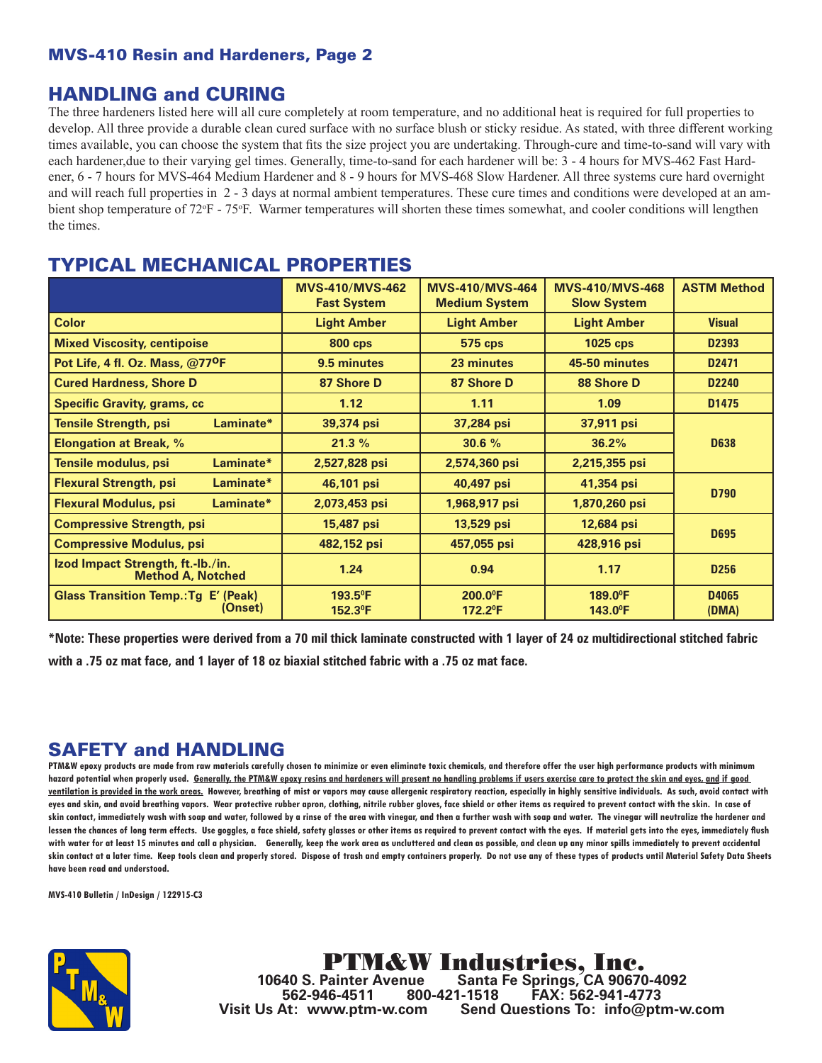## HANDLING and CURING

The three hardeners listed here will all cure completely at room temperature, and no additional heat is required for full properties to develop. All three provide a durable clean cured surface with no surface blush or sticky residue. As stated, with three different working times available, you can choose the system that fits the size project you are undertaking. Through-cure and time-to-sand will vary with each hardener,due to their varying gel times. Generally, time-to-sand for each hardener will be: 3 - 4 hours for MVS-462 Fast Hardener, 6 - 7 hours for MVS-464 Medium Hardener and 8 - 9 hours for MVS-468 Slow Hardener. All three systems cure hard overnight and will reach full properties in 2 - 3 days at normal ambient temperatures. These cure times and conditions were developed at an ambient shop temperature of 72°F - 75°F. Warmer temperatures will shorten these times somewhat, and cooler conditions will lengthen the times.

## TYPICAL MECHANICAL PROPERTIES

| | MVS-410/MVS-462 Fast System | MVS-410/MVS-464 Medium System | MVS-410/MVS-468 Slow System | ASTM Method |
|---|---|---|---|---|
| **Color** | **Light Amber** | **Light Amber** | **Light Amber** | **Visual** |
| **Mixed Viscosity, centipoise** | **800 cps** | **575 cps** | **1025 cps** | **D2393** |
| **Pot Life, 4 fl. Oz. Mass, @77°F** | **9.5 minutes** | **23 minutes** | **45-50 minutes** | **D2471** |
| **Cured Hardness, Shore D** | **87 Shore D** | **87 Shore D** | **88 Shore D** | **D2240** |
| **Specific Gravity, grams, cc** | **1.12** | **1.11** | **1.09** | **D1475** |
| **Tensile Strength, psi Laminate*** | **39,374 psi** | **37,284 psi** | **37,911 psi** | **D638** |
| **Elongation at Break, %** | **21.3 %** | **30.6 %** | **36.2%** | |
| **Tensile modulus, psi Laminate*** | **2,527,828 psi** | **2,574,360 psi** | **2,215,355 psi** | |
| **Flexural Strength, psi Laminate*** | **46,101 psi** | **40,497 psi** | **41,354 psi** | **D790** |
| **Flexural Modulus, psi Laminate*** | **2,073,453 psi** | **1,968,917 psi** | **1,870,260 psi** | |
| **Compressive Strength, psi** | **15,487 psi** | **13,529 psi** | **12,684 psi** | **D695** |
| **Compressive Modulus, psi** | **482,152 psi** | **457,055 psi** | **428,916 psi** | |
| **Izod Impact Strength, ft.-lb./in. Method A, Notched** | **1.24** | **0.94** | **1.17** | **D256** |
| **Glass Transition Temp.:Tg E' (Peak) (Onset)** | **193.5°F 152.3°F** | **200.0°F 172.2°F** | **189.0°F 143.0°F** | **D4065 (DMA)** |

**\*Note: These properties were derived from a 70 mil thick laminate constructed with 1 layer of 24 oz multidirectional stitched fabric with a .75 oz mat face, and 1 layer of 18 oz biaxial stitched fabric with a .75 oz mat face.**

## SAFETY and HANDLING

**PTM&W epoxy products are made from raw materials carefully chosen to minimize or even eliminate toxic chemicals, and therefore offer the user high performance products with minimum hazard potential when properly used. Generally, the PTM&W epoxy resins and hardeners will present no handling problems if users exercise care to protect the skin and eyes, and if good ventilation is provided in the work areas. However, breathing of mist or vapors may cause allergenic respiratory reaction, especially in highly sensitive individuals. As such, avoid contact with eyes and skin, and avoid breathing vapors. Wear protective rubber apron, clothing, nitrile rubber gloves, face shield or other items as required to prevent contact with the skin. In case of skin contact, immediately wash with soap and water, followed by a rinse of the area with vinegar, and then a further wash with soap and water. The vinegar will neutralize the hardener and lessen the chances of long term effects. Use goggles, a face shield, safety glasses or other items as required to prevent contact with the eyes. If material gets into the eyes, immediately flush with water for at least 15 minutes and call a physician. Generally, keep the work area as uncluttered and clean as possible, and clean up any minor spills immediately to prevent accidental skin contact at a later time. Keep tools clean and properly stored. Dispose of trash and empty containers properly. Do not use any of these types of products until Material Safety Data Sheets have been read and understood.**

**MVS-410 Bulletin / InDesign / 122915-C3**

**PTM&W Industries, Inc.**
**10640 S. Painter Avenue Santa Fe Springs, CA 90670-4092**
**562-946-4511 800-421-1518 FAX: 562-941-4773**
**Visit Us At: www.ptm-w.com Send Questions To: info@ptm-w.com**